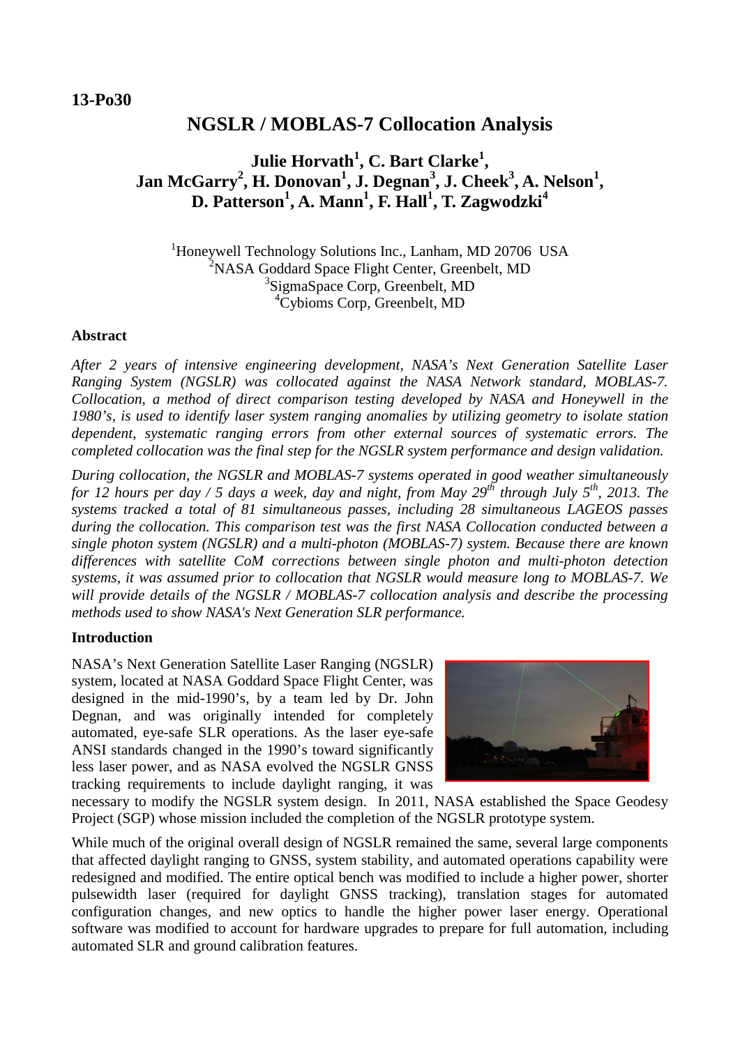13-Po30

# NGSLR / MOBLAS-7 Collocation Analysis

**Julie Horvath[1], C. Bart Clarke[1], Jan McGarry[2], H. Donovan[1], J. Degnan[3], J. Cheek[3], A. Nelson[1], D. Patterson[1], A. Mann[1], F. Hall[1], T. Zagwodzki[4]**

[1]Honeywell Technology Solutions Inc., Lanham, MD 20706 USA
[2]NASA Goddard Space Flight Center, Greenbelt, MD
[3]SigmaSpace Corp, Greenbelt, MD
[4]Cybioms Corp, Greenbelt, MD

### Abstract

*After 2 years of intensive engineering development, NASA's Next Generation Satellite Laser Ranging System (NGSLR) was collocated against the NASA Network standard, MOBLAS-7. Collocation, a method of direct comparison testing developed by NASA and Honeywell in the 1980's, is used to identify laser system ranging anomalies by utilizing geometry to isolate station dependent, systematic ranging errors from other external sources of systematic errors. The completed collocation was the final step for the NGSLR system performance and design validation.*

*During collocation, the NGSLR and MOBLAS-7 systems operated in good weather simultaneously for 12 hours per day / 5 days a week, day and night, from May 29th through July 5th, 2013. The systems tracked a total of 81 simultaneous passes, including 28 simultaneous LAGEOS passes during the collocation. This comparison test was the first NASA Collocation conducted between a single photon system (NGSLR) and a multi-photon (MOBLAS-7) system. Because there are known differences with satellite CoM corrections between single photon and multi-photon detection systems, it was assumed prior to collocation that NGSLR would measure long to MOBLAS-7. We will provide details of the NGSLR / MOBLAS-7 collocation analysis and describe the processing methods used to show NASA's Next Generation SLR performance.*

### Introduction

NASA's Next Generation Satellite Laser Ranging (NGSLR) system, located at NASA Goddard Space Flight Center, was designed in the mid-1990's, by a team led by Dr. John Degnan, and was originally intended for completely automated, eye-safe SLR operations. As the laser eye-safe ANSI standards changed in the 1990's toward significantly less laser power, and as NASA evolved the NGSLR GNSS tracking requirements to include daylight ranging, it was necessary to modify the NGSLR system design. In 2011, NASA established the Space Geodesy Project (SGP) whose mission included the completion of the NGSLR prototype system.

While much of the original overall design of NGSLR remained the same, several large components that affected daylight ranging to GNSS, system stability, and automated operations capability were redesigned and modified. The entire optical bench was modified to include a higher power, shorter pulsewidth laser (required for daylight GNSS tracking), translation stages for automated configuration changes, and new optics to handle the higher power laser energy. Operational software was modified to account for hardware upgrades to prepare for full automation, including automated SLR and ground calibration features.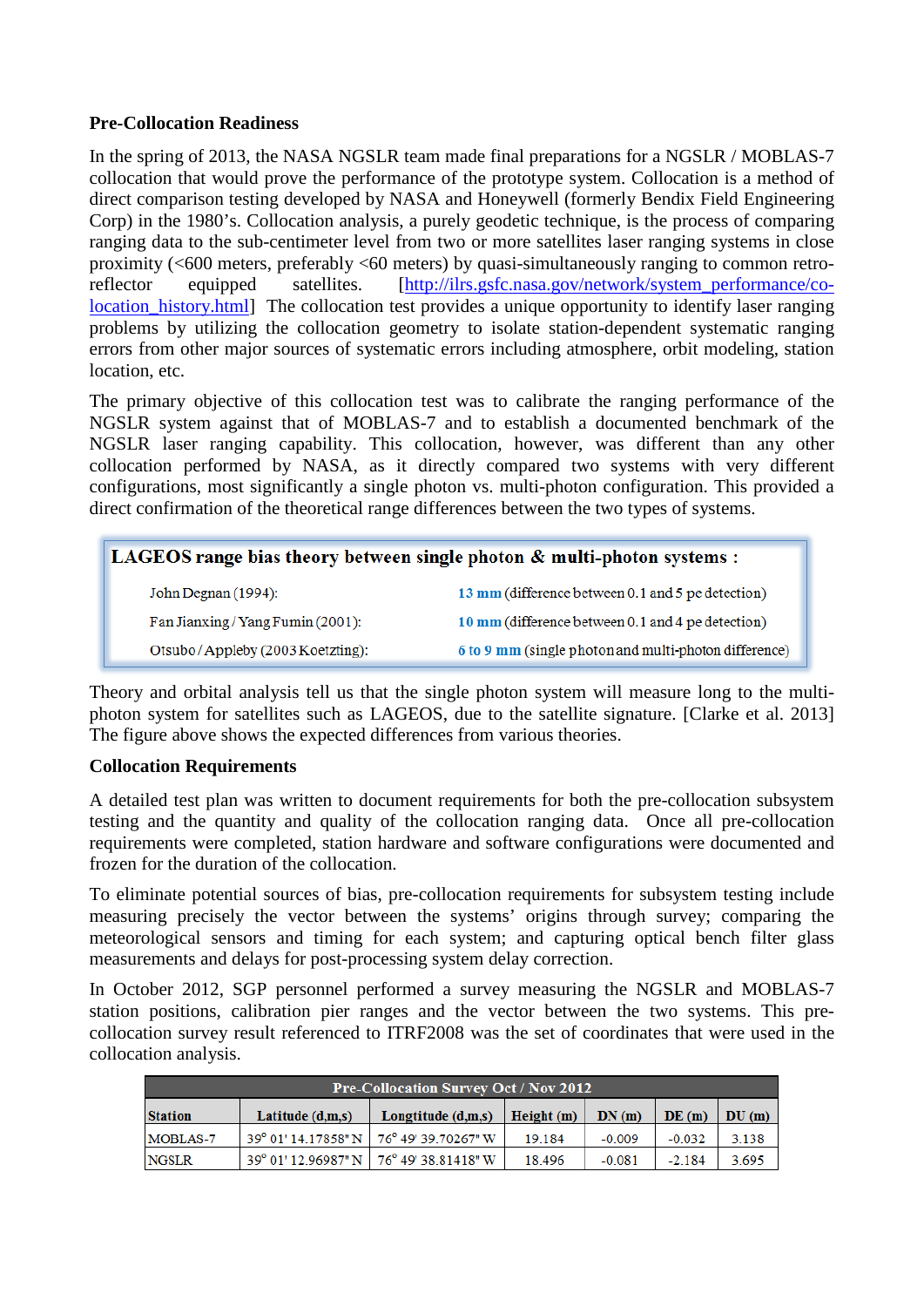**Pre-Collocation Readiness**

In the spring of 2013, the NASA NGSLR team made final preparations for a NGSLR / MOBLAS-7 collocation that would prove the performance of the prototype system. Collocation is a method of direct comparison testing developed by NASA and Honeywell (formerly Bendix Field Engineering Corp) in the 1980's. Collocation analysis, a purely geodetic technique, is the process of comparing ranging data to the sub-centimeter level from two or more satellites laser ranging systems in close proximity (<600 meters, preferably <60 meters) by quasi-simultaneously ranging to common retro-reflector equipped satellites. [http://ilrs.gsfc.nasa.gov/network/system_performance/co-location_history.html] The collocation test provides a unique opportunity to identify laser ranging problems by utilizing the collocation geometry to isolate station-dependent systematic ranging errors from other major sources of systematic errors including atmosphere, orbit modeling, station location, etc.

The primary objective of this collocation test was to calibrate the ranging performance of the NGSLR system against that of MOBLAS-7 and to establish a documented benchmark of the NGSLR laser ranging capability. This collocation, however, was different than any other collocation performed by NASA, as it directly compared two systems with very different configurations, most significantly a single photon vs. multi-photon configuration. This provided a direct confirmation of the theoretical range differences between the two types of systems.

**LAGEOS range bias theory between single photon & multi-photon systems :**

| | |
|---|---|
| John Degnan (1994): | **13 mm** (difference between 0.1 and 5 pe detection) |
| Fan Jianxing / Yang Fumin (2001): | **10 mm** (difference between 0.1 and 4 pe detection) |
| Otsubo / Appleby (2003 Koetzting): | **6 to 9 mm** (single photon and multi-photon difference) |

Theory and orbital analysis tell us that the single photon system will measure long to the multi-photon system for satellites such as LAGEOS, due to the satellite signature. [Clarke et al. 2013] The figure above shows the expected differences from various theories.

**Collocation Requirements**

A detailed test plan was written to document requirements for both the pre-collocation subsystem testing and the quantity and quality of the collocation ranging data. Once all pre-collocation requirements were completed, station hardware and software configurations were documented and frozen for the duration of the collocation.

To eliminate potential sources of bias, pre-collocation requirements for subsystem testing include measuring precisely the vector between the systems' origins through survey; comparing the meteorological sensors and timing for each system; and capturing optical bench filter glass measurements and delays for post-processing system delay correction.

In October 2012, SGP personnel performed a survey measuring the NGSLR and MOBLAS-7 station positions, calibration pier ranges and the vector between the two systems. This pre-collocation survey result referenced to ITRF2008 was the set of coordinates that were used in the collocation analysis.

| Pre-Collocation Survey Oct / Nov 2012 | | | | | | |
|---|---|---|---|---|---|---|
| **Station** | **Latitude (d,m,s)** | **Longtitude (d,m,s)** | **Height (m)** | **DN (m)** | **DE (m)** | **DU (m)** |
| MOBLAS-7 | 39° 01' 14.17858" N | 76° 49' 39.70267" W | 19.184 | -0.009 | -0.032 | 3.138 |
| NGSLR | 39° 01' 12.96987" N | 76° 49' 38.81418" W | 18.496 | -0.081 | -2.184 | 3.695 |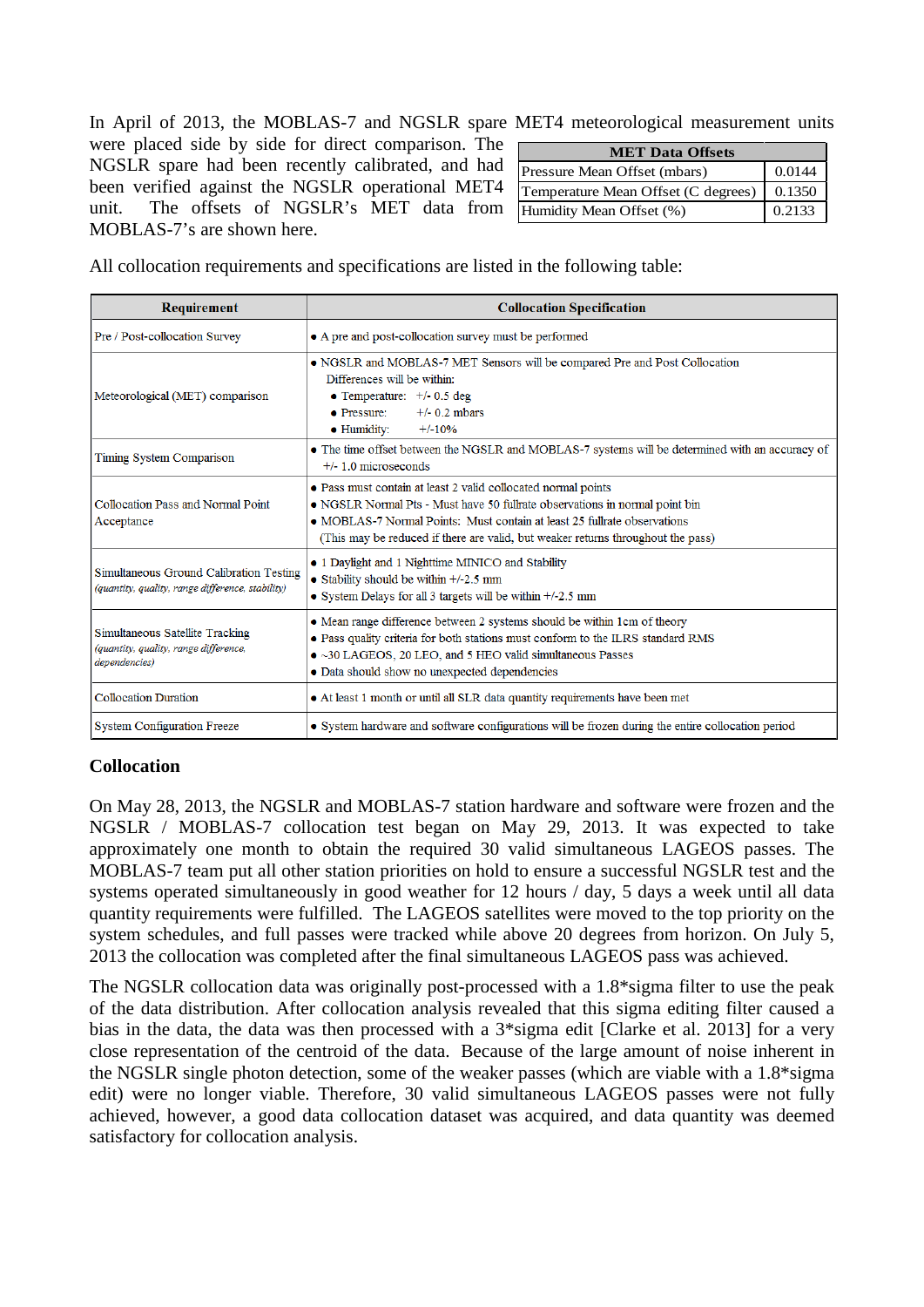In April of 2013, the MOBLAS-7 and NGSLR spare MET4 meteorological measurement units were placed side by side for direct comparison. The NGSLR spare had been recently calibrated, and had been verified against the NGSLR operational MET4 unit. The offsets of NGSLR's MET data from MOBLAS-7's are shown here.

| MET Data Offsets | |
|---|---|
| Pressure Mean Offset (mbars) | 0.0144 |
| Temperature Mean Offset (C degrees) | 0.1350 |
| Humidity Mean Offset (%) | 0.2133 |

All collocation requirements and specifications are listed in the following table:

| Requirement | Collocation Specification |
|---|---|
| Pre / Post-collocation Survey | • A pre and post-collocation survey must be performed |
| Meteorological (MET) comparison | • NGSLR and MOBLAS-7 MET Sensors will be compared Pre and Post Collocation<br>Differences will be within:<br>• Temperature: +/- 0.5 deg<br>• Pressure: +/- 0.2 mbars<br>• Humidity: +/-10% |
| Timing System Comparison | • The time offset between the NGSLR and MOBLAS-7 systems will be determined with an accuracy of +/- 1.0 microseconds |
| Collocation Pass and Normal Point Acceptance | • Pass must contain at least 2 valid collocated normal points<br>• NGSLR Normal Pts - Must have 50 fullrate observations in normal point bin<br>• MOBLAS-7 Normal Points: Must contain at least 25 fullrate observations<br>(This may be reduced if there are valid, but weaker returns throughout the pass) |
| Simultaneous Ground Calibration Testing *(quantity, quality, range difference, stability)* | • 1 Daylight and 1 Nighttime MINICO and Stability<br>• Stability should be within +/-2.5 mm<br>• System Delays for all 3 targets will be within +/-2.5 mm |
| Simultaneous Satellite Tracking *(quantity, quality, range difference, dependencies)* | • Mean range difference between 2 systems should be within 1cm of theory<br>• Pass quality criteria for both stations must conform to the ILRS standard RMS<br>• ~30 LAGEOS, 20 LEO, and 5 HEO valid simultaneous Passes<br>• Data should show no unexpected dependencies |
| Collocation Duration | • At least 1 month or until all SLR data quantity requirements have been met |
| System Configuration Freeze | • System hardware and software configurations will be frozen during the entire collocation period |

## Collocation

On May 28, 2013, the NGSLR and MOBLAS-7 station hardware and software were frozen and the NGSLR / MOBLAS-7 collocation test began on May 29, 2013. It was expected to take approximately one month to obtain the required 30 valid simultaneous LAGEOS passes. The MOBLAS-7 team put all other station priorities on hold to ensure a successful NGSLR test and the systems operated simultaneously in good weather for 12 hours / day, 5 days a week until all data quantity requirements were fulfilled. The LAGEOS satellites were moved to the top priority on the system schedules, and full passes were tracked while above 20 degrees from horizon. On July 5, 2013 the collocation was completed after the final simultaneous LAGEOS pass was achieved.

The NGSLR collocation data was originally post-processed with a 1.8*sigma filter to use the peak of the data distribution. After collocation analysis revealed that this sigma editing filter caused a bias in the data, the data was then processed with a 3*sigma edit [Clarke et al. 2013] for a very close representation of the centroid of the data. Because of the large amount of noise inherent in the NGSLR single photon detection, some of the weaker passes (which are viable with a 1.8*sigma edit) were no longer viable. Therefore, 30 valid simultaneous LAGEOS passes were not fully achieved, however, a good data collocation dataset was acquired, and data quantity was deemed satisfactory for collocation analysis.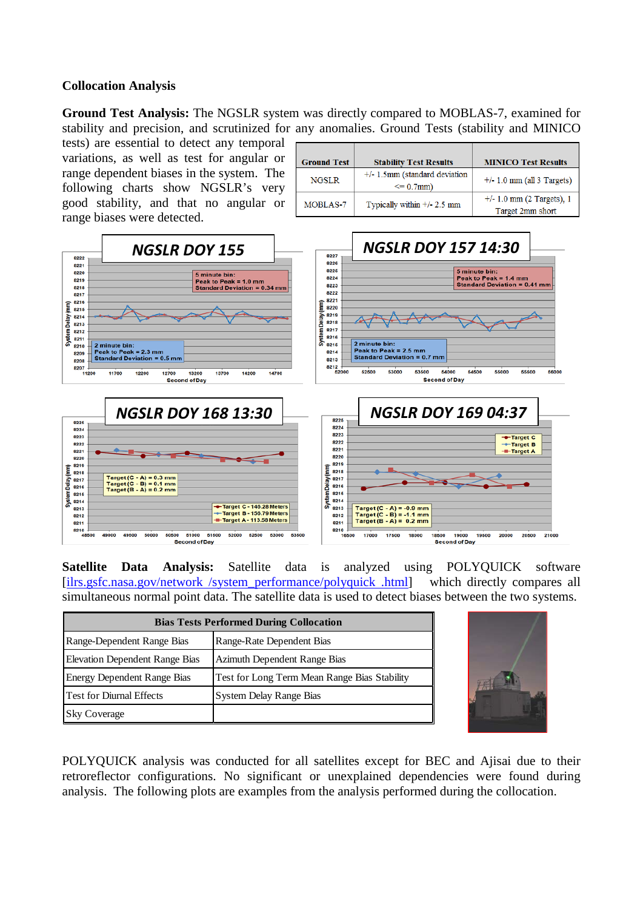**Collocation Analysis**

**Ground Test Analysis:** The NGSLR system was directly compared to MOBLAS-7, examined for stability and precision, and scrutinized for any anomalies. Ground Tests (stability and MINICO tests) are essential to detect any temporal variations, as well as test for angular or range dependent biases in the system. The following charts show NGSLR's very good stability, and that no angular or range biases were detected.

| Ground Test | Stability Test Results | MINICO Test Results |
|---|---|---|
| NGSLR | +/- 1.5mm (standard deviation <= 0.7mm) | +/- 1.0 mm (all 3 Targets) |
| MOBLAS-7 | Typically within +/- 2.5 mm | +/- 1.0 mm (2 Targets), 1 Target 2mm short |

**Satellite Data Analysis:** Satellite data is analyzed using POLYQUICK software [ilrs.gsfc.nasa.gov/network /system_performance/polyquick .html] which directly compares all simultaneous normal point data. The satellite data is used to detect biases between the two systems.

| Bias Tests Performed During Collocation | |
|---|---|
| Range-Dependent Range Bias | Range-Rate Dependent Bias |
| Elevation Dependent Range Bias | Azimuth Dependent Range Bias |
| Energy Dependent Range Bias | Test for Long Term Mean Range Bias Stability |
| Test for Diurnal Effects | System Delay Range Bias |
| Sky Coverage | |

POLYQUICK analysis was conducted for all satellites except for BEC and Ajisai due to their retroreflector configurations. No significant or unexplained dependencies were found during analysis. The following plots are examples from the analysis performed during the collocation.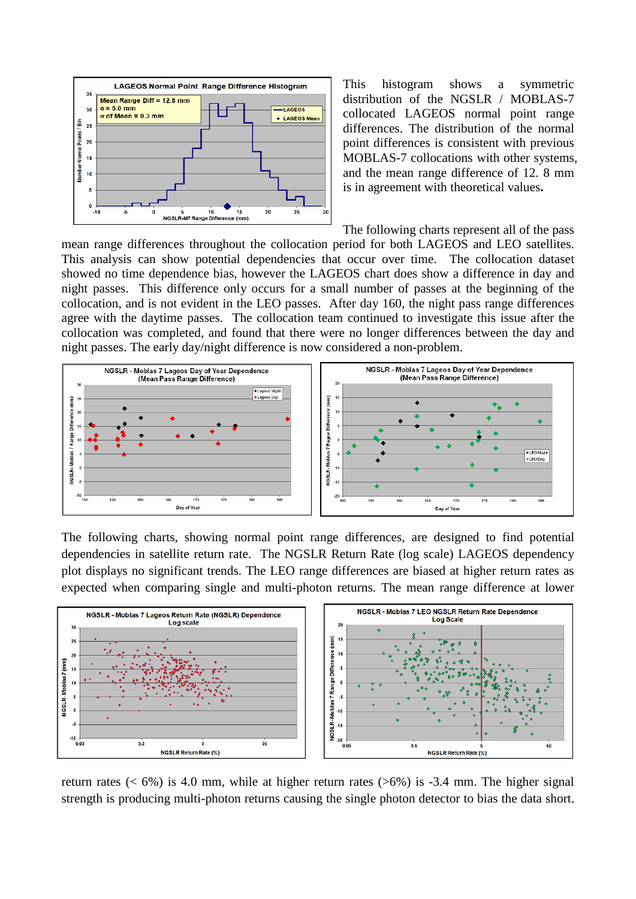This histogram shows a symmetric distribution of the NGSLR / MOBLAS-7 collocated LAGEOS normal point range differences. The distribution of the normal point differences is consistent with previous MOBLAS-7 collocations with other systems, and the mean range difference of 12. 8 mm is in agreement with theoretical values.

The following charts represent all of the pass mean range differences throughout the collocation period for both LAGEOS and LEO satellites. This analysis can show potential dependencies that occur over time. The collocation dataset showed no time dependence bias, however the LAGEOS chart does show a difference in day and night passes. This difference only occurs for a small number of passes at the beginning of the collocation, and is not evident in the LEO passes. After day 160, the night pass range differences agree with the daytime passes. The collocation team continued to investigate this issue after the collocation was completed, and found that there were no longer differences between the day and night passes. The early day/night difference is now considered a non-problem.

The following charts, showing normal point range differences, are designed to find potential dependencies in satellite return rate. The NGSLR Return Rate (log scale) LAGEOS dependency plot displays no significant trends. The LEO range differences are biased at higher return rates as expected when comparing single and multi-photon returns. The mean range difference at lower return rates (< 6%) is 4.0 mm, while at higher return rates (>6%) is -3.4 mm. The higher signal strength is producing multi-photon returns causing the single photon detector to bias the data short.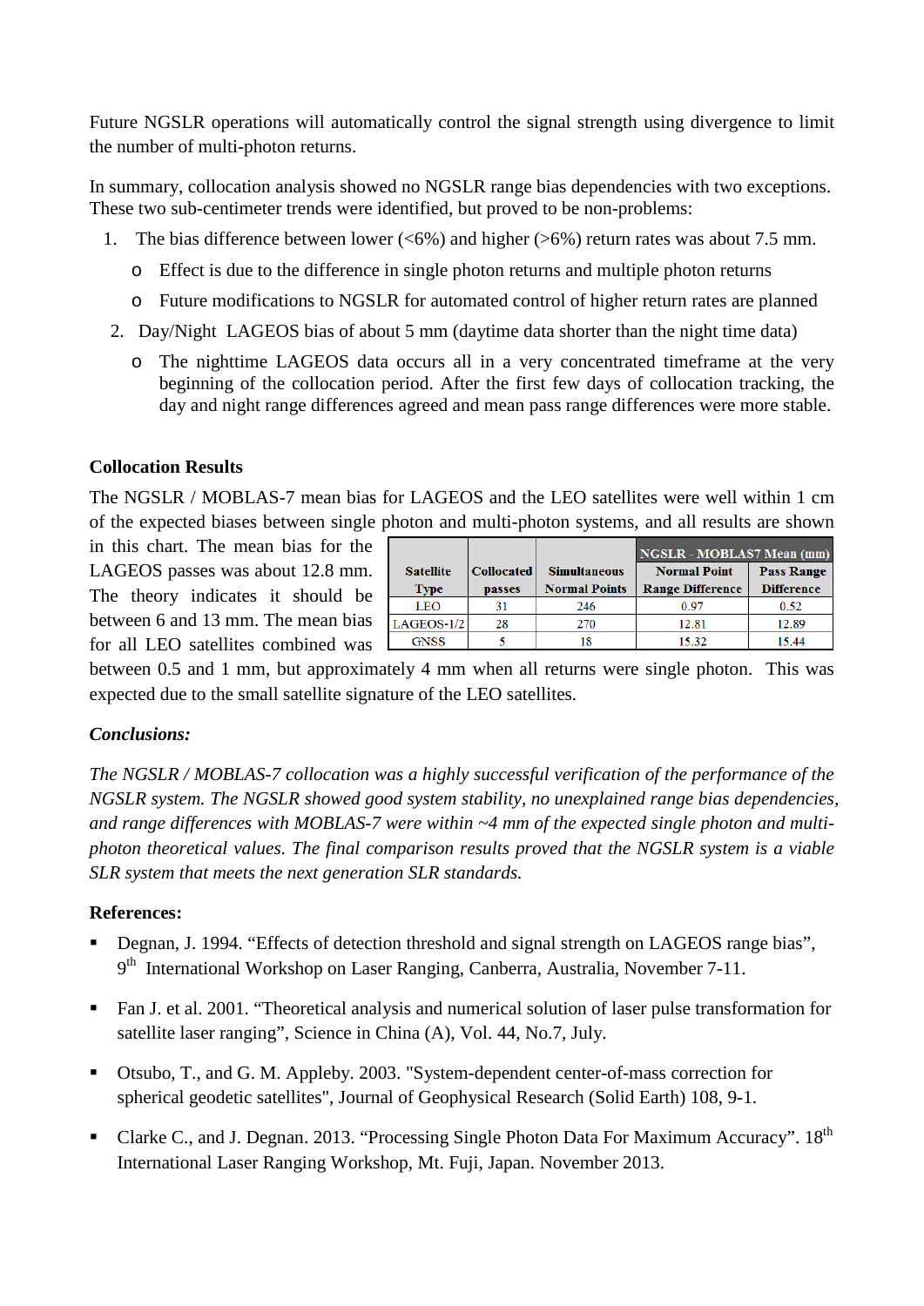Future NGSLR operations will automatically control the signal strength using divergence to limit the number of multi-photon returns.

In summary, collocation analysis showed no NGSLR range bias dependencies with two exceptions. These two sub-centimeter trends were identified, but proved to be non-problems:

1. The bias difference between lower (<6%) and higher (>6%) return rates was about 7.5 mm.
   - Effect is due to the difference in single photon returns and multiple photon returns
   - Future modifications to NGSLR for automated control of higher return rates are planned
2. Day/Night LAGEOS bias of about 5 mm (daytime data shorter than the night time data)
   - The nighttime LAGEOS data occurs all in a very concentrated timeframe at the very beginning of the collocation period. After the first few days of collocation tracking, the day and night range differences agreed and mean pass range differences were more stable.

**Collocation Results**

The NGSLR / MOBLAS-7 mean bias for LAGEOS and the LEO satellites were well within 1 cm of the expected biases between single photon and multi-photon systems, and all results are shown in this chart. The mean bias for the LAGEOS passes was about 12.8 mm. The theory indicates it should be between 6 and 13 mm. The mean bias for all LEO satellites combined was between 0.5 and 1 mm, but approximately 4 mm when all returns were single photon. This was expected due to the small satellite signature of the LEO satellites.

| | | | NGSLR - MOBLAS7 Mean (mm) | |
|---|---|---|---|---|
| Satellite Type | Collocated passes | Simultaneous Normal Points | Normal Point Range Difference | Pass Range Difference |
| LEO | 31 | 246 | 0.97 | 0.52 |
| LAGEOS-1/2 | 28 | 270 | 12.81 | 12.89 |
| GNSS | 5 | 18 | 15.32 | 15.44 |

***Conclusions:***

*The NGSLR / MOBLAS-7 collocation was a highly successful verification of the performance of the NGSLR system. The NGSLR showed good system stability, no unexplained range bias dependencies, and range differences with MOBLAS-7 were within ~4 mm of the expected single photon and multi-photon theoretical values. The final comparison results proved that the NGSLR system is a viable SLR system that meets the next generation SLR standards.*

**References:**

- Degnan, J. 1994. "Effects of detection threshold and signal strength on LAGEOS range bias", 9th International Workshop on Laser Ranging, Canberra, Australia, November 7-11.
- Fan J. et al. 2001. "Theoretical analysis and numerical solution of laser pulse transformation for satellite laser ranging", Science in China (A), Vol. 44, No.7, July.
- Otsubo, T., and G. M. Appleby. 2003. "System-dependent center-of-mass correction for spherical geodetic satellites", Journal of Geophysical Research (Solid Earth) 108, 9-1.
- Clarke C., and J. Degnan. 2013. "Processing Single Photon Data For Maximum Accuracy". 18th International Laser Ranging Workshop, Mt. Fuji, Japan. November 2013.